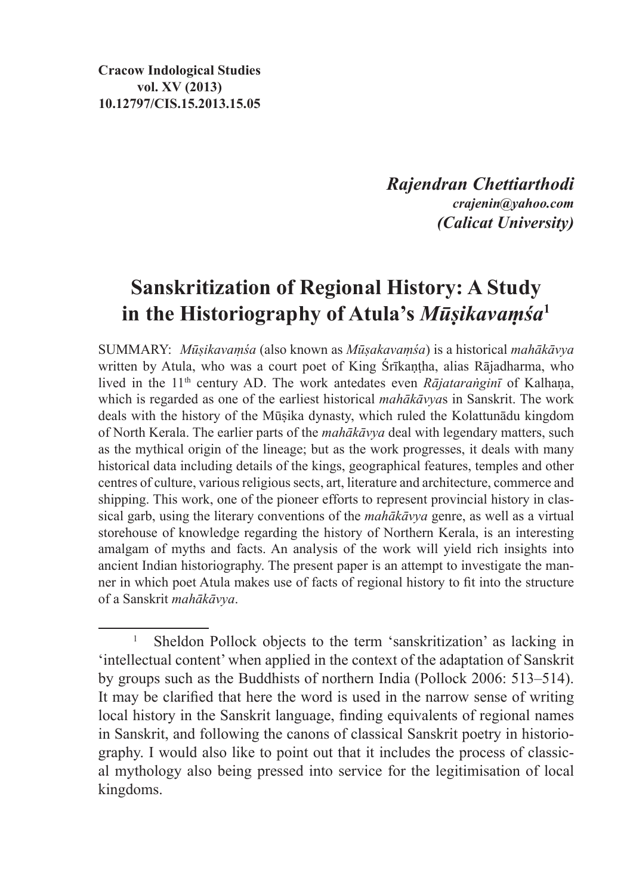**Cracow Indological Studies**
**vol. XV (2013)**
**10.12797/CIS.15.2013.15.05**

***Rajendran Chettiarthodi***
***crajenin@yahoo.com***
***(Calicat University)***

# Sanskritization of Regional History: A Study in the Historiography of Atula's *Mūṣikavaṃśa*[1]

SUMMARY: *Mūṣikavaṃśa* (also known as *Mūṣakavaṃśa*) is a historical *mahākāvya* written by Atula, who was a court poet of King Śrīkaṇṭha, alias Rājadharma, who lived in the 11th century AD. The work antedates even *Rājataraṅginī* of Kalhaṇa, which is regarded as one of the earliest historical *mahākāvya*s in Sanskrit. The work deals with the history of the Mūṣika dynasty, which ruled the Kolattunādu kingdom of North Kerala. The earlier parts of the *mahākāvya* deal with legendary matters, such as the mythical origin of the lineage; but as the work progresses, it deals with many historical data including details of the kings, geographical features, temples and other centres of culture, various religious sects, art, literature and architecture, commerce and shipping. This work, one of the pioneer efforts to represent provincial history in classical garb, using the literary conventions of the *mahākāvya* genre, as well as a virtual storehouse of knowledge regarding the history of Northern Kerala, is an interesting amalgam of myths and facts. An analysis of the work will yield rich insights into ancient Indian historiography. The present paper is an attempt to investigate the manner in which poet Atula makes use of facts of regional history to fit into the structure of a Sanskrit *mahākāvya*.

---

[1] Sheldon Pollock objects to the term 'sanskritization' as lacking in 'intellectual content' when applied in the context of the adaptation of Sanskrit by groups such as the Buddhists of northern India (Pollock 2006: 513–514). It may be clarified that here the word is used in the narrow sense of writing local history in the Sanskrit language, finding equivalents of regional names in Sanskrit, and following the canons of classical Sanskrit poetry in historiography. I would also like to point out that it includes the process of classical mythology also being pressed into service for the legitimisation of local kingdoms.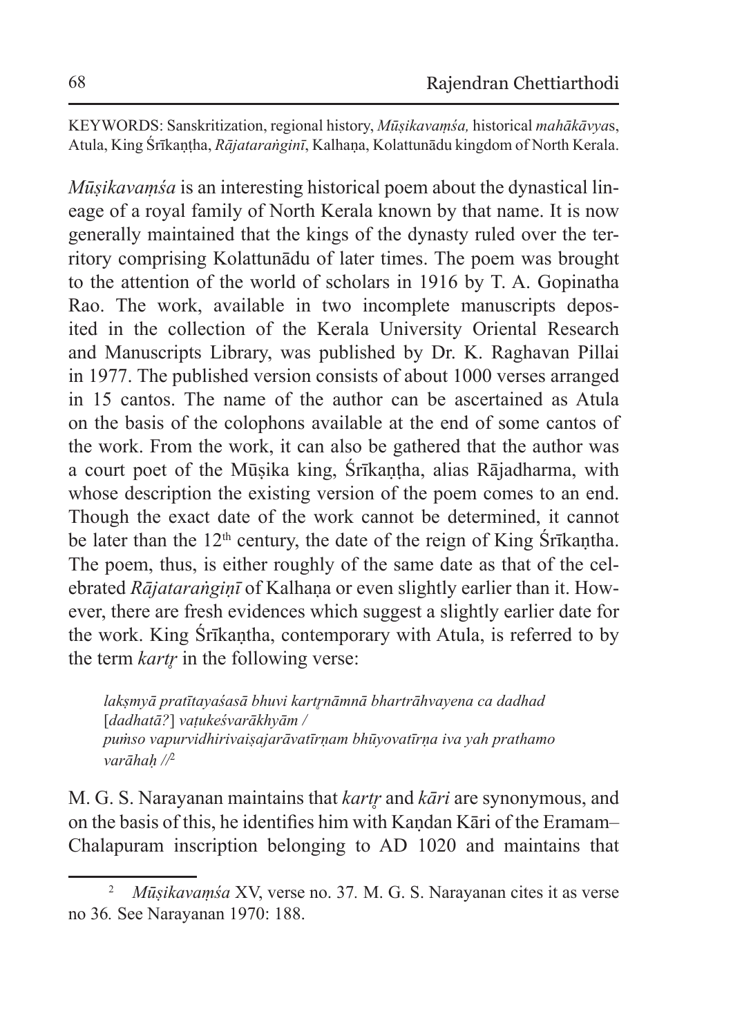KEYWORDS: Sanskritization, regional history, *Mūṣikavaṃśa,* historical *mahākāvya*s, Atula, King Śrīkaṇṭha, *Rājataraṅginī*, Kalhaṇa, Kolattunādu kingdom of North Kerala.

*Mūṣikavaṃśa* is an interesting historical poem about the dynastical lineage of a royal family of North Kerala known by that name. It is now generally maintained that the kings of the dynasty ruled over the territory comprising Kolattunādu of later times. The poem was brought to the attention of the world of scholars in 1916 by T. A. Gopinatha Rao. The work, available in two incomplete manuscripts deposited in the collection of the Kerala University Oriental Research and Manuscripts Library, was published by Dr. K. Raghavan Pillai in 1977. The published version consists of about 1000 verses arranged in 15 cantos. The name of the author can be ascertained as Atula on the basis of the colophons available at the end of some cantos of the work. From the work, it can also be gathered that the author was a court poet of the Mūṣika king, Śrīkaṇṭha, alias Rājadharma, with whose description the existing version of the poem comes to an end. Though the exact date of the work cannot be determined, it cannot be later than the 12th century, the date of the reign of King Śrīkaṇṭha. The poem, thus, is either roughly of the same date as that of the celebrated *Rājataraṅgiṇī* of Kalhaṇa or even slightly earlier than it. However, there are fresh evidences which suggest a slightly earlier date for the work. King Śrīkaṇṭha, contemporary with Atula, is referred to by the term *kartṛ* in the following verse:

> *lakṣmyā pratītayaśasā bhuvi kartṛnāmnā bhartrāhvayena ca dadhad* [*dadhatā?*] *vaṭukeśvarākhyām /*
> *puṁso vapurvidhirivaiṣajarāvatīrṇam bhūyovatīrṇa iva yah prathamo varāhaḥ //*[2]

M. G. S. Narayanan maintains that *kartṛ* and *kāri* are synonymous, and on the basis of this, he identifies him with Kaṇdan Kāri of the Eramam–Chalapuram inscription belonging to AD 1020 and maintains that

---

[2] *Mūṣikavaṃśa* XV, verse no. 37*.* M. G. S. Narayanan cites it as verse no 36*.* See Narayanan 1970: 188.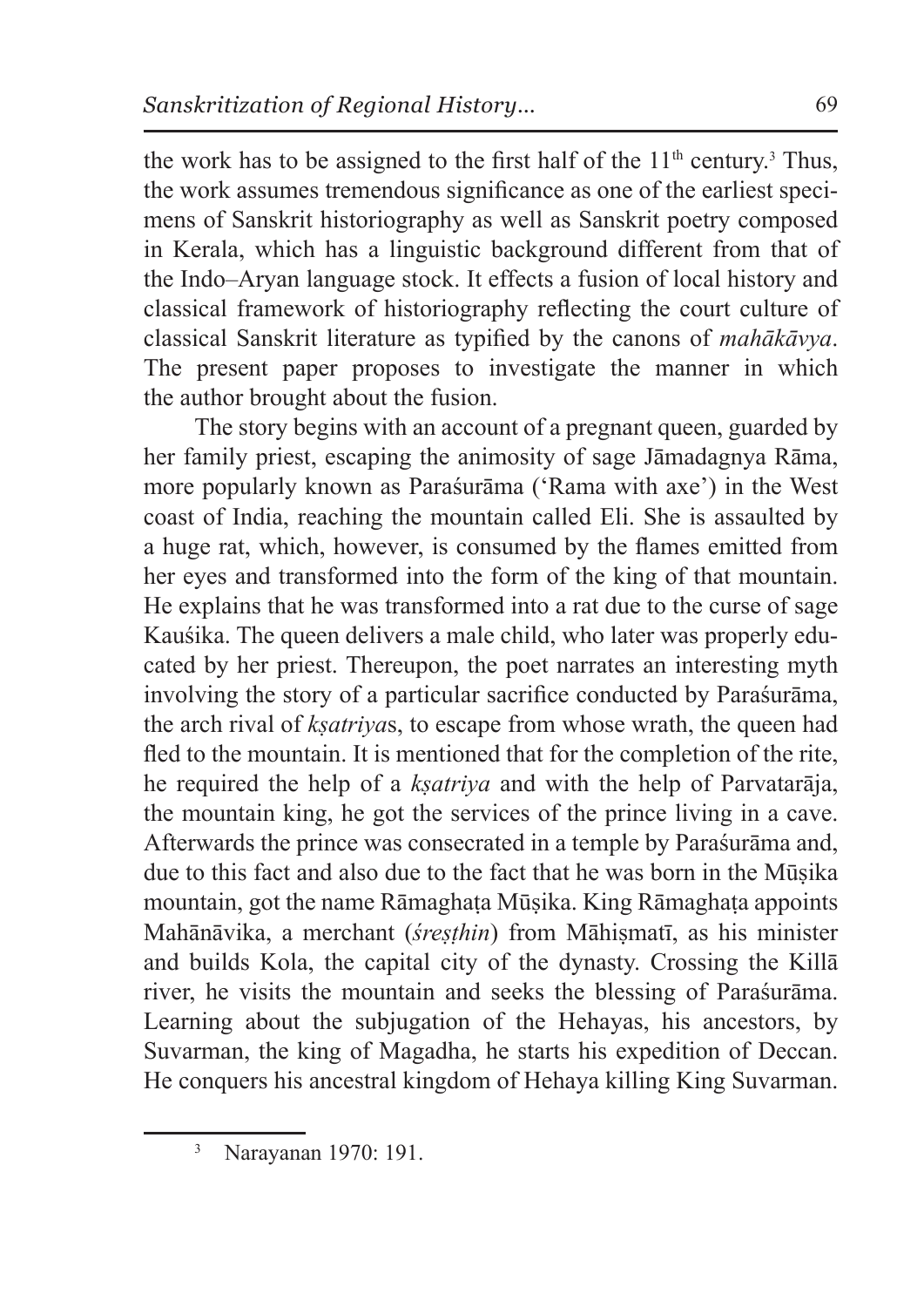the work has to be assigned to the first half of the 11th century.[3] Thus, the work assumes tremendous significance as one of the earliest specimens of Sanskrit historiography as well as Sanskrit poetry composed in Kerala, which has a linguistic background different from that of the Indo–Aryan language stock. It effects a fusion of local history and classical framework of historiography reflecting the court culture of classical Sanskrit literature as typified by the canons of *mahākāvya*. The present paper proposes to investigate the manner in which the author brought about the fusion.

The story begins with an account of a pregnant queen, guarded by her family priest, escaping the animosity of sage Jāmadagnya Rāma, more popularly known as Paraśurāma ('Rama with axe') in the West coast of India, reaching the mountain called Eli. She is assaulted by a huge rat, which, however, is consumed by the flames emitted from her eyes and transformed into the form of the king of that mountain. He explains that he was transformed into a rat due to the curse of sage Kauśika. The queen delivers a male child, who later was properly educated by her priest. Thereupon, the poet narrates an interesting myth involving the story of a particular sacrifice conducted by Paraśurāma, the arch rival of *kṣatriya*s, to escape from whose wrath, the queen had fled to the mountain. It is mentioned that for the completion of the rite, he required the help of a *kṣatriya* and with the help of Parvatarāja, the mountain king, he got the services of the prince living in a cave. Afterwards the prince was consecrated in a temple by Paraśurāma and, due to this fact and also due to the fact that he was born in the Mūṣika mountain, got the name Rāmaghaṭa Mūṣika. King Rāmaghaṭa appoints Mahānāvika, a merchant (*śreṣṭhin*) from Māhiṣmatī, as his minister and builds Kola, the capital city of the dynasty. Crossing the Killā river, he visits the mountain and seeks the blessing of Paraśurāma. Learning about the subjugation of the Hehayas, his ancestors, by Suvarman, the king of Magadha, he starts his expedition of Deccan. He conquers his ancestral kingdom of Hehaya killing King Suvarman.

[3] Narayanan 1970: 191.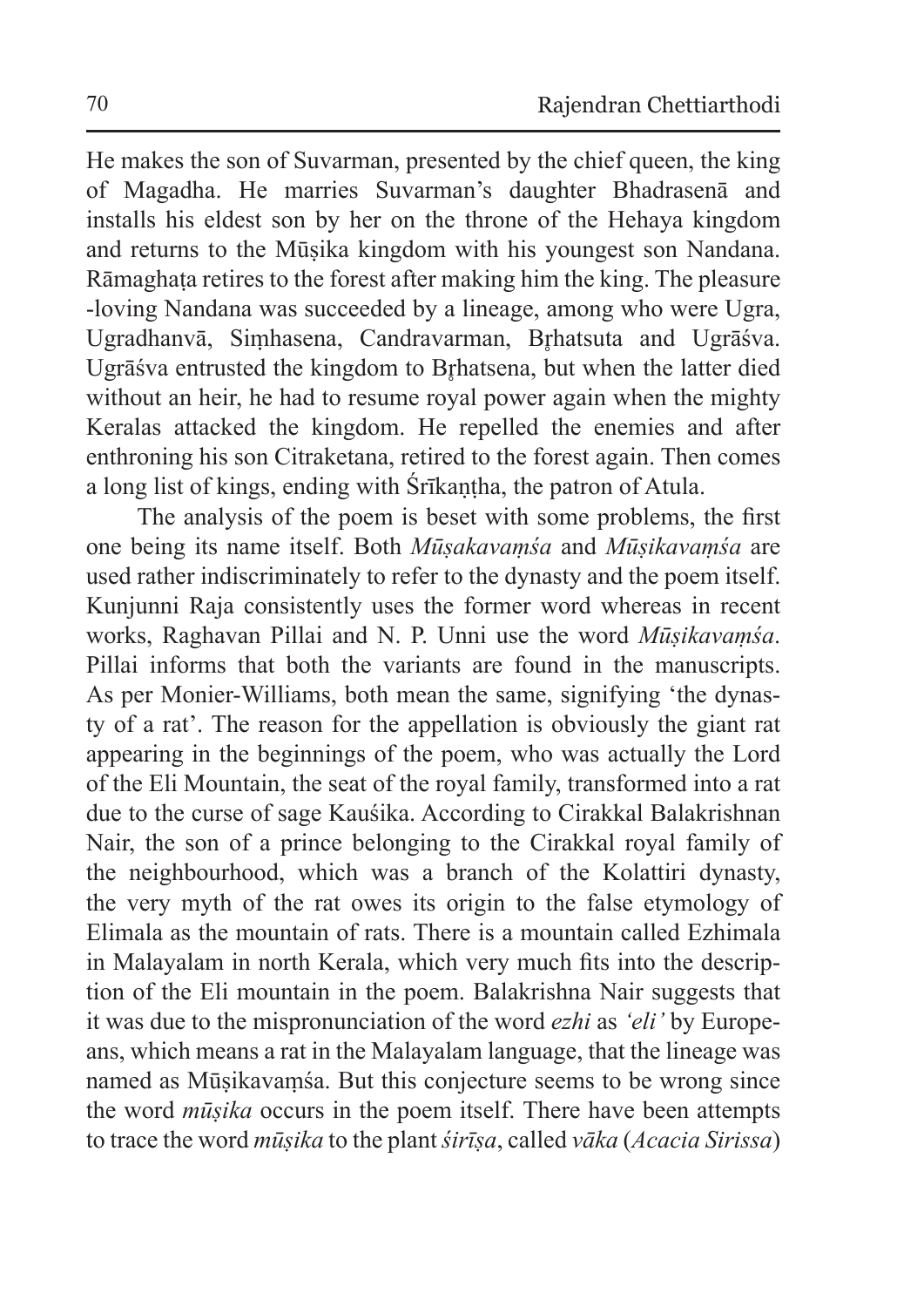He makes the son of Suvarman, presented by the chief queen, the king of Magadha. He marries Suvarman's daughter Bhadrasenā and installs his eldest son by her on the throne of the Hehaya kingdom and returns to the Mūṣika kingdom with his youngest son Nandana. Rāmaghaṭa retires to the forest after making him the king. The pleasure-loving Nandana was succeeded by a lineage, among who were Ugra, Ugradhanvā, Siṃhasena, Candravarman, Bṛhatsuta and Ugrāśva. Ugrāśva entrusted the kingdom to Bṛhatsena, but when the latter died without an heir, he had to resume royal power again when the mighty Keralas attacked the kingdom. He repelled the enemies and after enthroning his son Citraketana, retired to the forest again. Then comes a long list of kings, ending with Śrīkaṇṭha, the patron of Atula.

The analysis of the poem is beset with some problems, the first one being its name itself. Both *Mūṣakavaṃśa* and *Mūṣikavaṃśa* are used rather indiscriminately to refer to the dynasty and the poem itself. Kunjunni Raja consistently uses the former word whereas in recent works, Raghavan Pillai and N. P. Unni use the word *Mūṣikavaṃśa*. Pillai informs that both the variants are found in the manuscripts. As per Monier-Williams, both mean the same, signifying 'the dynasty of a rat'. The reason for the appellation is obviously the giant rat appearing in the beginnings of the poem, who was actually the Lord of the Eli Mountain, the seat of the royal family, transformed into a rat due to the curse of sage Kauśika. According to Cirakkal Balakrishnan Nair, the son of a prince belonging to the Cirakkal royal family of the neighbourhood, which was a branch of the Kolattiri dynasty, the very myth of the rat owes its origin to the false etymology of Elimala as the mountain of rats. There is a mountain called Ezhimala in Malayalam in north Kerala, which very much fits into the description of the Eli mountain in the poem. Balakrishna Nair suggests that it was due to the mispronunciation of the word *ezhi* as *'eli'* by Europeans, which means a rat in the Malayalam language, that the lineage was named as Mūṣikavaṃśa. But this conjecture seems to be wrong since the word *mūṣika* occurs in the poem itself. There have been attempts to trace the word *mūṣika* to the plant *śirīṣa*, called *vāka* (*Acacia Sirissa*)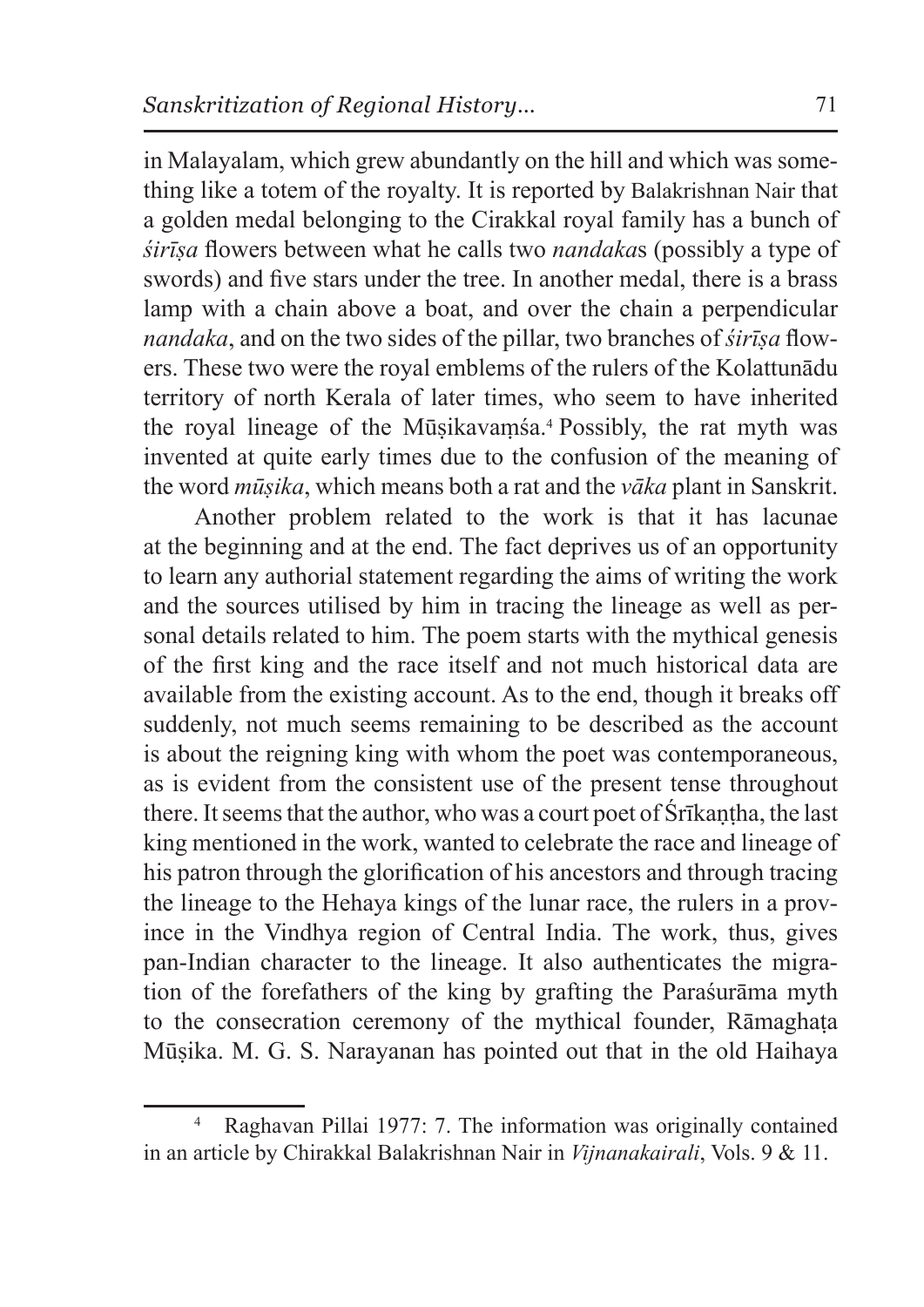in Malayalam, which grew abundantly on the hill and which was something like a totem of the royalty. It is reported by Balakrishnan Nair that a golden medal belonging to the Cirakkal royal family has a bunch of *śirīṣa* flowers between what he calls two *nandaka*s (possibly a type of swords) and five stars under the tree. In another medal, there is a brass lamp with a chain above a boat, and over the chain a perpendicular *nandaka*, and on the two sides of the pillar, two branches of *śirīṣa* flowers. These two were the royal emblems of the rulers of the Kolattunādu territory of north Kerala of later times, who seem to have inherited the royal lineage of the Mūṣikavaṃśa.[4] Possibly, the rat myth was invented at quite early times due to the confusion of the meaning of the word *mūṣika*, which means both a rat and the *vāka* plant in Sanskrit.

Another problem related to the work is that it has lacunae at the beginning and at the end. The fact deprives us of an opportunity to learn any authorial statement regarding the aims of writing the work and the sources utilised by him in tracing the lineage as well as personal details related to him. The poem starts with the mythical genesis of the first king and the race itself and not much historical data are available from the existing account. As to the end, though it breaks off suddenly, not much seems remaining to be described as the account is about the reigning king with whom the poet was contemporaneous, as is evident from the consistent use of the present tense throughout there. It seems that the author, who was a court poet of Śrīkaṇṭha, the last king mentioned in the work, wanted to celebrate the race and lineage of his patron through the glorification of his ancestors and through tracing the lineage to the Hehaya kings of the lunar race, the rulers in a province in the Vindhya region of Central India. The work, thus, gives pan-Indian character to the lineage. It also authenticates the migration of the forefathers of the king by grafting the Paraśurāma myth to the consecration ceremony of the mythical founder, Rāmaghaṭa Mūṣika. M. G. S. Narayanan has pointed out that in the old Haihaya

[4] Raghavan Pillai 1977: 7. The information was originally contained in an article by Chirakkal Balakrishnan Nair in *Vijnanakairali*, Vols. 9 & 11.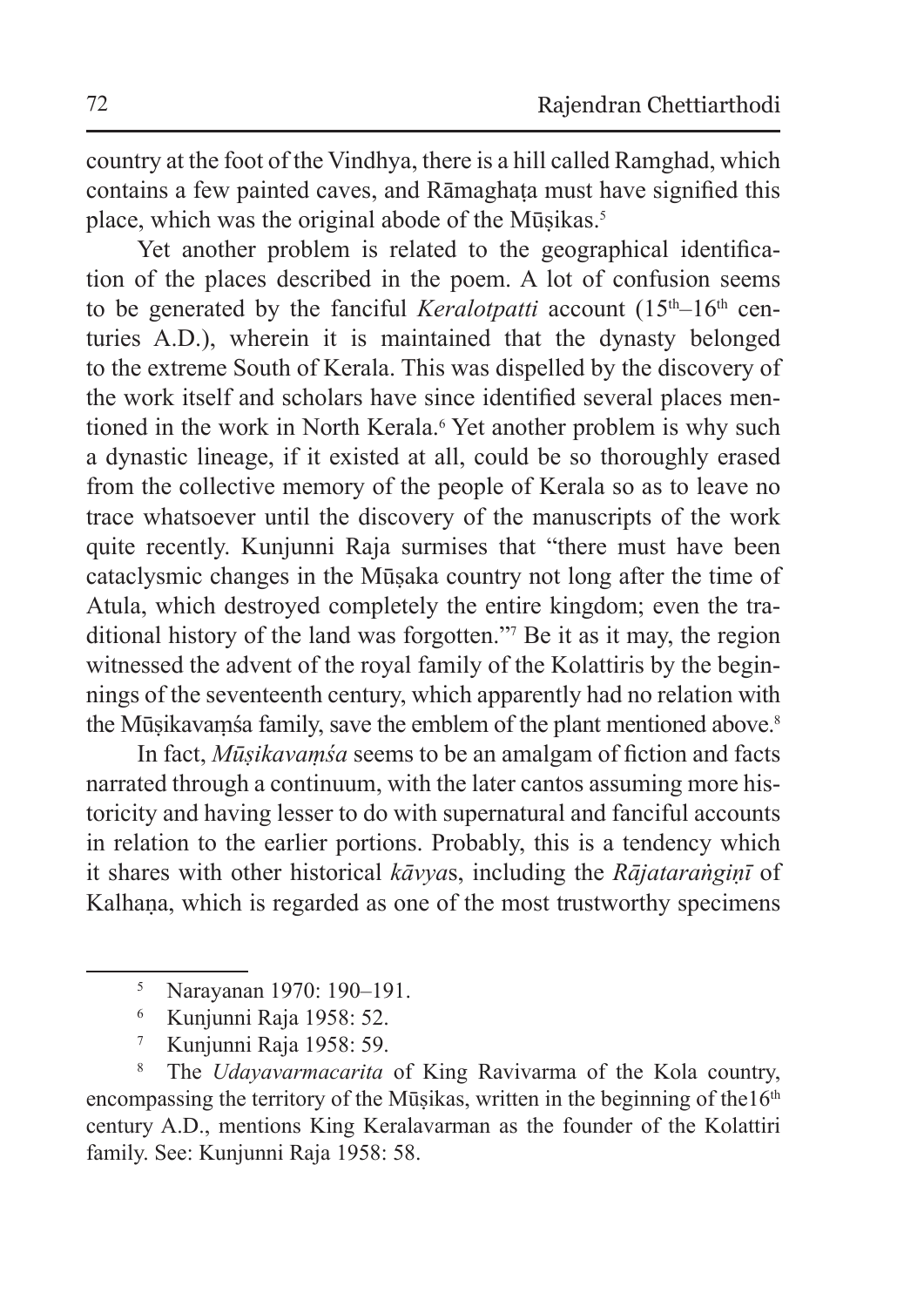country at the foot of the Vindhya, there is a hill called Ramghad, which contains a few painted caves, and Rāmaghaṭa must have signified this place, which was the original abode of the Mūṣikas.[5]

Yet another problem is related to the geographical identification of the places described in the poem. A lot of confusion seems to be generated by the fanciful *Keralotpatti* account (15th–16th centuries A.D.), wherein it is maintained that the dynasty belonged to the extreme South of Kerala. This was dispelled by the discovery of the work itself and scholars have since identified several places mentioned in the work in North Kerala.[6] Yet another problem is why such a dynastic lineage, if it existed at all, could be so thoroughly erased from the collective memory of the people of Kerala so as to leave no trace whatsoever until the discovery of the manuscripts of the work quite recently. Kunjunni Raja surmises that "there must have been cataclysmic changes in the Mūṣaka country not long after the time of Atula, which destroyed completely the entire kingdom; even the traditional history of the land was forgotten."[7] Be it as it may, the region witnessed the advent of the royal family of the Kolattiris by the beginnings of the seventeenth century, which apparently had no relation with the Mūṣikavaṃśa family, save the emblem of the plant mentioned above.[8]

In fact, *Mūṣikavaṃśa* seems to be an amalgam of fiction and facts narrated through a continuum, with the later cantos assuming more historicity and having lesser to do with supernatural and fanciful accounts in relation to the earlier portions. Probably, this is a tendency which it shares with other historical *kāvya*s, including the *Rājataraṅgiṇī* of Kalhaṇa, which is regarded as one of the most trustworthy specimens

---

[5] Narayanan 1970: 190–191.

[6] Kunjunni Raja 1958: 52.

[7] Kunjunni Raja 1958: 59.

[8] The *Udayavarmacarita* of King Ravivarma of the Kola country, encompassing the territory of the Mūṣikas, written in the beginning of the16th century A.D., mentions King Keralavarman as the founder of the Kolattiri family. See: Kunjunni Raja 1958: 58.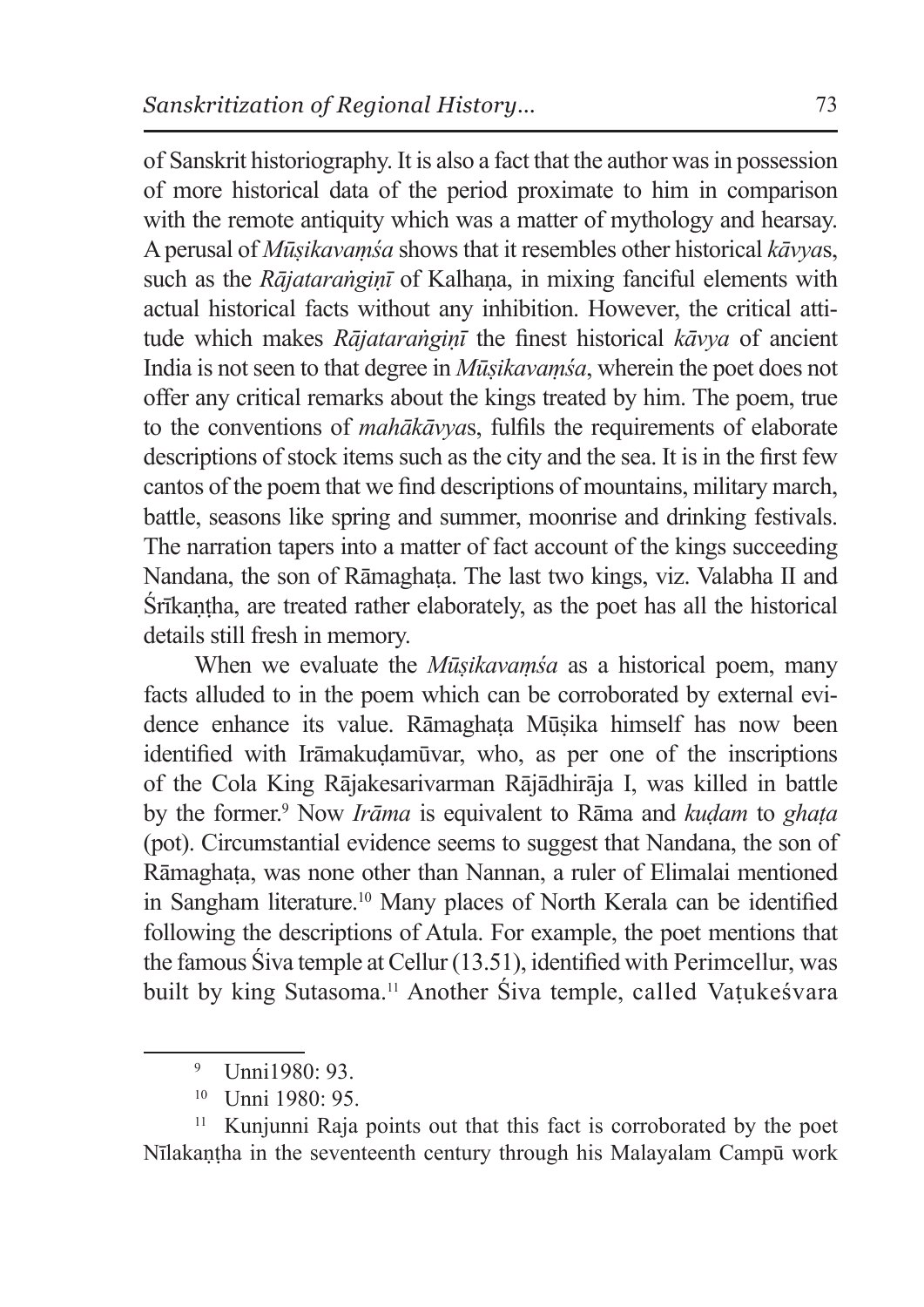of Sanskrit historiography. It is also a fact that the author was in possession of more historical data of the period proximate to him in comparison with the remote antiquity which was a matter of mythology and hearsay. A perusal of *Mūṣikavaṃśa* shows that it resembles other historical *kāvya*s, such as the *Rājataraṅgiṇī* of Kalhaṇa, in mixing fanciful elements with actual historical facts without any inhibition. However, the critical attitude which makes *Rājataraṅgiṇī* the finest historical *kāvya* of ancient India is not seen to that degree in *Mūṣikavaṃśa*, wherein the poet does not offer any critical remarks about the kings treated by him. The poem, true to the conventions of *mahākāvya*s, fulfils the requirements of elaborate descriptions of stock items such as the city and the sea. It is in the first few cantos of the poem that we find descriptions of mountains, military march, battle, seasons like spring and summer, moonrise and drinking festivals. The narration tapers into a matter of fact account of the kings succeeding Nandana, the son of Rāmaghaṭa. The last two kings, viz. Valabha II and Śrīkaṇṭha, are treated rather elaborately, as the poet has all the historical details still fresh in memory.

When we evaluate the *Mūṣikavaṃśa* as a historical poem, many facts alluded to in the poem which can be corroborated by external evidence enhance its value. Rāmaghaṭa Mūṣika himself has now been identified with Irāmakuḍamūvar, who, as per one of the inscriptions of the Cola King Rājakesarivarman Rājādhirāja I, was killed in battle by the former.[9] Now *Irāma* is equivalent to Rāma and *kuḍam* to *ghaṭa* (pot). Circumstantial evidence seems to suggest that Nandana, the son of Rāmaghaṭa, was none other than Nannan, a ruler of Elimalai mentioned in Sangham literature.[10] Many places of North Kerala can be identified following the descriptions of Atula. For example, the poet mentions that the famous Śiva temple at Cellur (13.51), identified with Perimcellur, was built by king Sutasoma.[11] Another Śiva temple, called Vaṭukeśvara

---

[9] Unni1980: 93.

[10] Unni 1980: 95.

[11] Kunjunni Raja points out that this fact is corroborated by the poet Nīlakaṇṭha in the seventeenth century through his Malayalam Campū work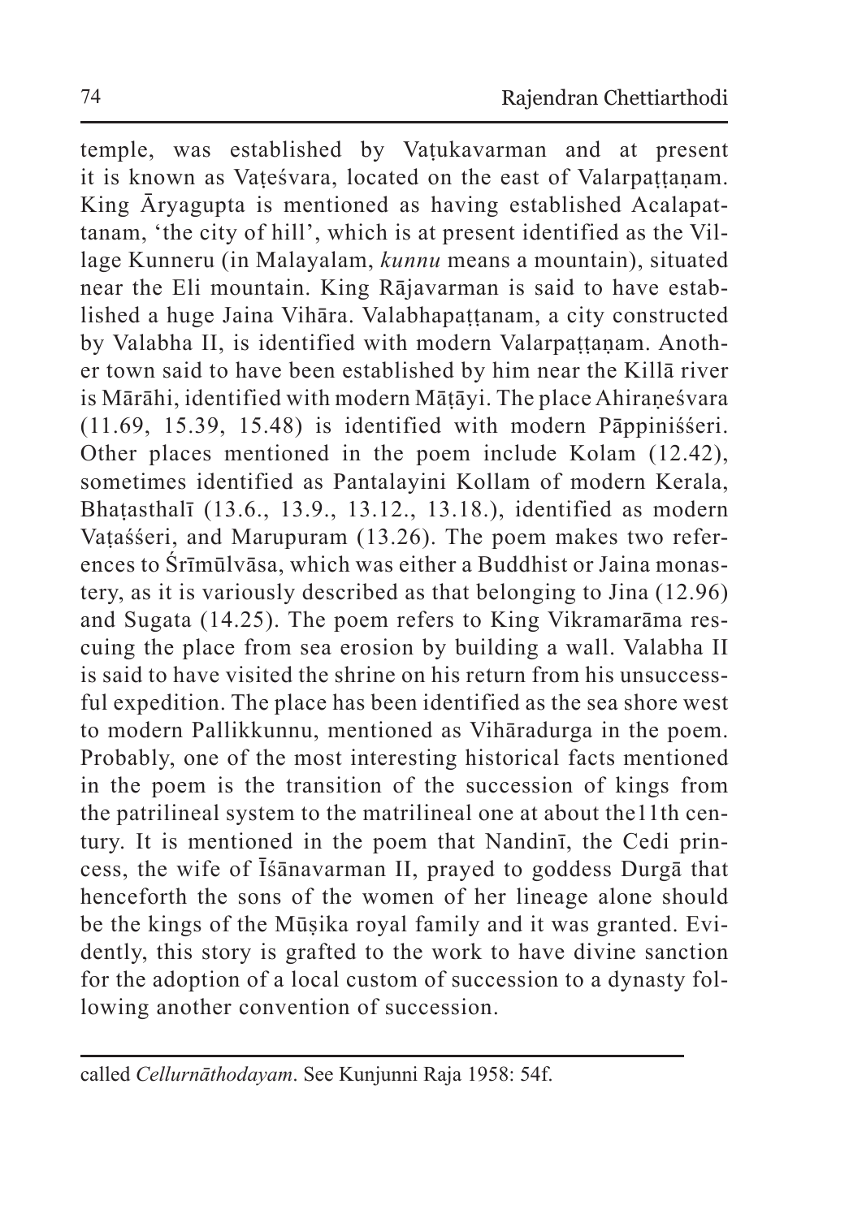temple, was established by Vaṭukavarman and at present it is known as Vaṭeśvara, located on the east of Valarpaṭṭaṇam. King Āryagupta is mentioned as having established Acalapattanam, 'the city of hill', which is at present identified as the Village Kunneru (in Malayalam, *kunnu* means a mountain), situated near the Eli mountain. King Rājavarman is said to have established a huge Jaina Vihāra. Valabhapaṭṭanam, a city constructed by Valabha II, is identified with modern Valarpaṭṭaṇam. Another town said to have been established by him near the Killā river is Mārāhi, identified with modern Māṭāyi. The place Ahiraṇeśvara (11.69, 15.39, 15.48) is identified with modern Pāppiniśśeri. Other places mentioned in the poem include Kolam (12.42), sometimes identified as Pantalayini Kollam of modern Kerala, Bhaṭasthalī (13.6., 13.9., 13.12., 13.18.), identified as modern Vaṭaśśeri, and Marupuram (13.26). The poem makes two references to Śrīmūlvāsa, which was either a Buddhist or Jaina monastery, as it is variously described as that belonging to Jina (12.96) and Sugata (14.25). The poem refers to King Vikramarāma rescuing the place from sea erosion by building a wall. Valabha II is said to have visited the shrine on his return from his unsuccessful expedition. The place has been identified as the sea shore west to modern Pallikkunnu, mentioned as Vihāradurga in the poem. Probably, one of the most interesting historical facts mentioned in the poem is the transition of the succession of kings from the patrilineal system to the matrilineal one at about the11th century. It is mentioned in the poem that Nandinī, the Cedi princess, the wife of Īśānavarman II, prayed to goddess Durgā that henceforth the sons of the women of her lineage alone should be the kings of the Mūṣika royal family and it was granted. Evidently, this story is grafted to the work to have divine sanction for the adoption of a local custom of succession to a dynasty following another convention of succession.

---

called *Cellurnāthodayam*. See Kunjunni Raja 1958: 54f.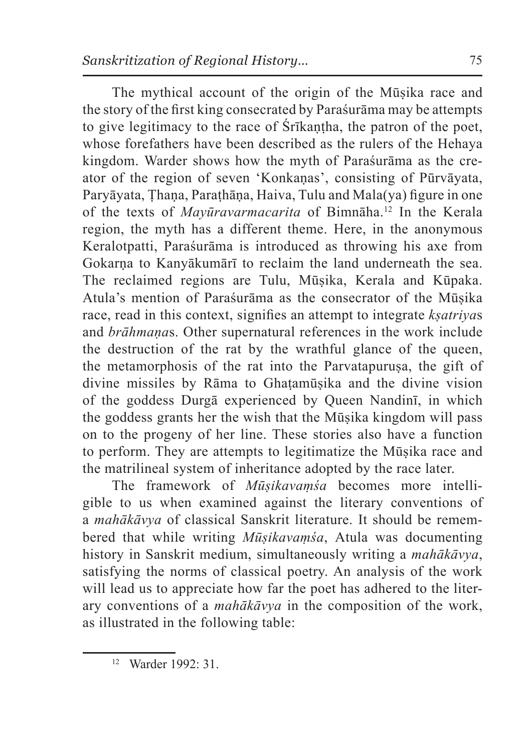The mythical account of the origin of the Mūṣika race and the story of the first king consecrated by Paraśurāma may be attempts to give legitimacy to the race of Śrīkaṇṭha, the patron of the poet, whose forefathers have been described as the rulers of the Hehaya kingdom. Warder shows how the myth of Paraśurāma as the creator of the region of seven 'Konkaṇas', consisting of Pūrvāyata, Paryāyata, Ṭhaṇa, Paraṭhāṇa, Haiva, Tulu and Mala(ya) figure in one of the texts of *Mayūravarmacarita* of Bimnāha.[12] In the Kerala region, the myth has a different theme. Here, in the anonymous Keralotpatti, Paraśurāma is introduced as throwing his axe from Gokarṇa to Kanyākumārī to reclaim the land underneath the sea. The reclaimed regions are Tulu, Mūṣika, Kerala and Kūpaka. Atula's mention of Paraśurāma as the consecrator of the Mūṣika race, read in this context, signifies an attempt to integrate *kṣatriya*s and *brāhmaṇa*s. Other supernatural references in the work include the destruction of the rat by the wrathful glance of the queen, the metamorphosis of the rat into the Parvatapuruṣa, the gift of divine missiles by Rāma to Ghaṭamūṣika and the divine vision of the goddess Durgā experienced by Queen Nandinī, in which the goddess grants her the wish that the Mūṣika kingdom will pass on to the progeny of her line. These stories also have a function to perform. They are attempts to legitimatize the Mūṣika race and the matrilineal system of inheritance adopted by the race later.

The framework of *Mūṣikavaṃśa* becomes more intelligible to us when examined against the literary conventions of a *mahākāvya* of classical Sanskrit literature. It should be remembered that while writing *Mūṣikavaṃśa*, Atula was documenting history in Sanskrit medium, simultaneously writing a *mahākāvya*, satisfying the norms of classical poetry. An analysis of the work will lead us to appreciate how far the poet has adhered to the literary conventions of a *mahākāvya* in the composition of the work, as illustrated in the following table:

---

[12] Warder 1992: 31.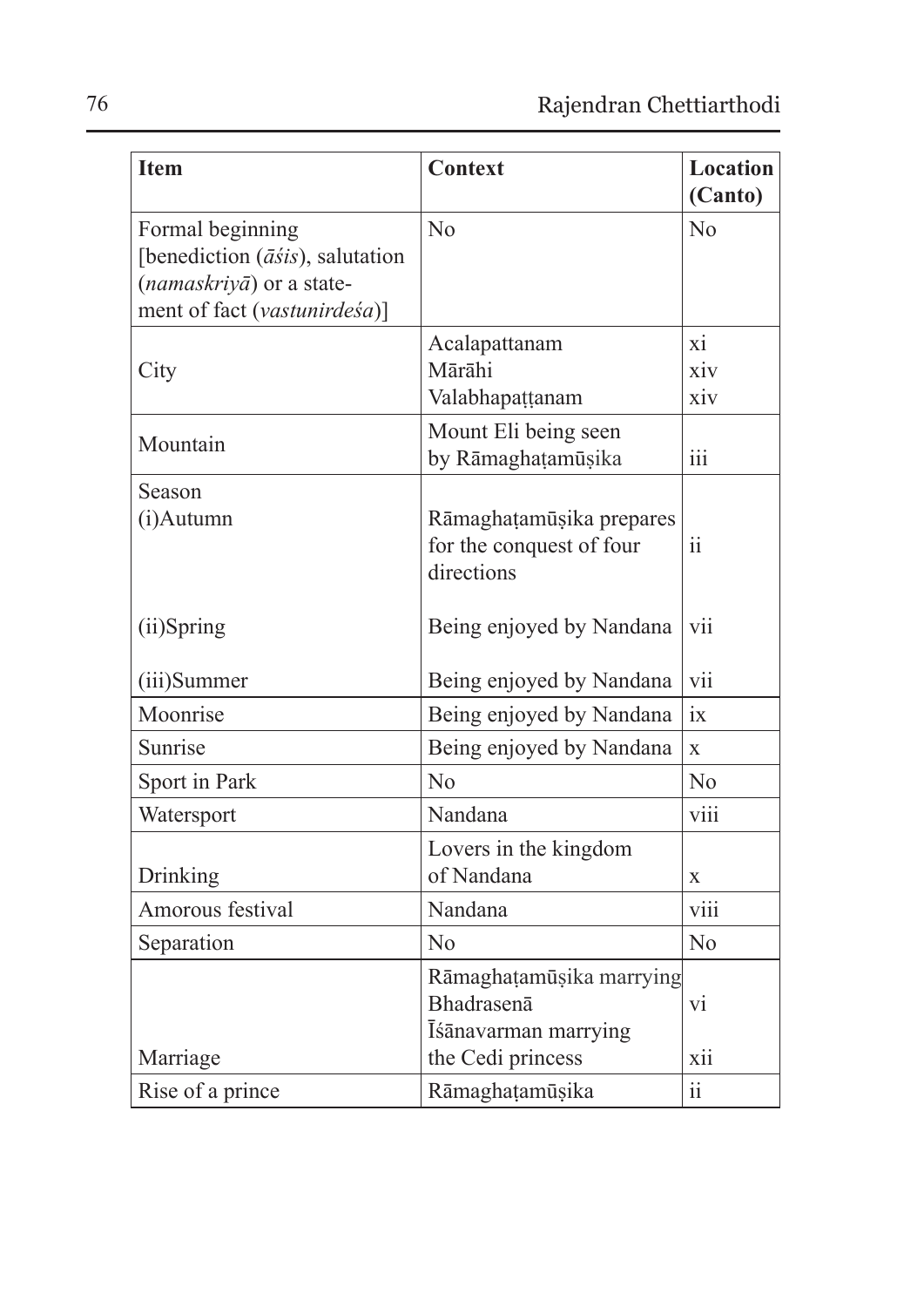| Item | Context | Location (Canto) |
|---|---|---|
| Formal beginning [benediction (*āśis*), salutation (*namaskriyā*) or a statement of fact (*vastunirdeśa*)] | No | No |
| City | Acalapattanam<br>Mārāhi<br>Valabhapaṭṭanam | xi<br>xiv<br>xiv |
| Mountain | Mount Eli being seen by Rāmaghaṭamūṣika | iii |
| Season<br>(i)Autumn<br><br>(ii)Spring<br><br>(iii)Summer | Rāmaghaṭamūṣika prepares for the conquest of four directions<br><br>Being enjoyed by Nandana<br><br>Being enjoyed by Nandana | ii<br><br>vii<br><br>vii |
| Moonrise | Being enjoyed by Nandana | ix |
| Sunrise | Being enjoyed by Nandana | x |
| Sport in Park | No | No |
| Watersport | Nandana | viii |
| Drinking | Lovers in the kingdom of Nandana | x |
| Amorous festival | Nandana | viii |
| Separation | No | No |
| Marriage | Rāmaghaṭamūṣika marrying Bhadrasenā<br>Īśānavarman marrying the Cedi princess | vi<br><br>xii |
| Rise of a prince | Rāmaghaṭamūṣika | ii |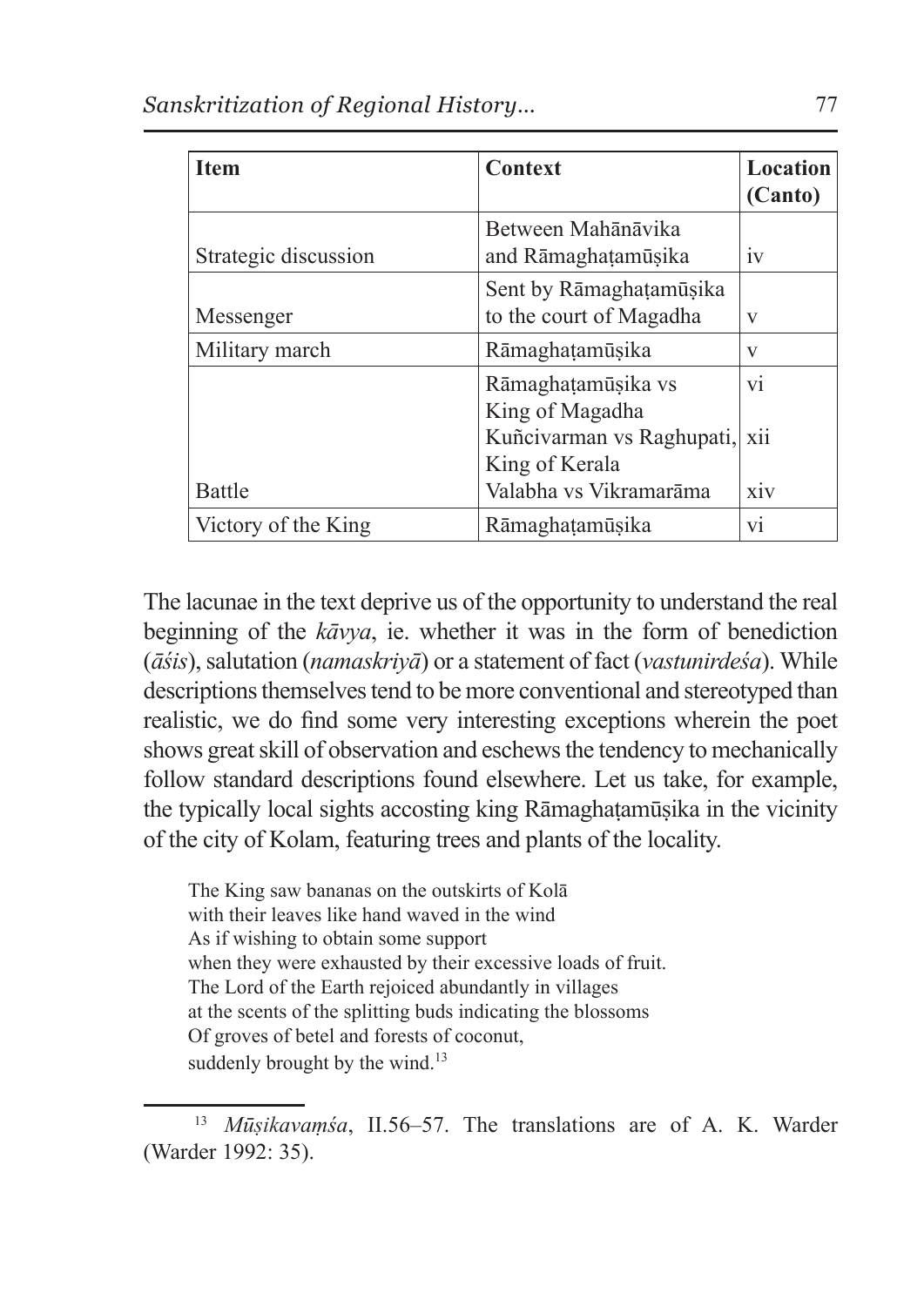| Item | Context | Location (Canto) |
|---|---|---|
| Strategic discussion | Between Mahānāvika and Rāmaghaṭamūṣika | iv |
| Messenger | Sent by Rāmaghaṭamūṣika to the court of Magadha | v |
| Military march | Rāmaghaṭamūṣika | v |
| Battle | Rāmaghaṭamūṣika vs King of Magadha<br>Kuñcivarman vs Raghupati, King of Kerala<br>Valabha vs Vikramarāma | vi<br>xii<br><br>xiv |
| Victory of the King | Rāmaghaṭamūṣika | vi |

The lacunae in the text deprive us of the opportunity to understand the real beginning of the *kāvya*, ie. whether it was in the form of benediction (*āśis*), salutation (*namaskriyā*) or a statement of fact (*vastunirdeśa*). While descriptions themselves tend to be more conventional and stereotyped than realistic, we do find some very interesting exceptions wherein the poet shows great skill of observation and eschews the tendency to mechanically follow standard descriptions found elsewhere. Let us take, for example, the typically local sights accosting king Rāmaghaṭamūṣika in the vicinity of the city of Kolam, featuring trees and plants of the locality.

> The King saw bananas on the outskirts of Kolā
> with their leaves like hand waved in the wind
> As if wishing to obtain some support
> when they were exhausted by their excessive loads of fruit.
> The Lord of the Earth rejoiced abundantly in villages
> at the scents of the splitting buds indicating the blossoms
> Of groves of betel and forests of coconut,
> suddenly brought by the wind.[13]

---

[13] *Mūṣikavaṃśa*, II.56–57. The translations are of A. K. Warder (Warder 1992: 35).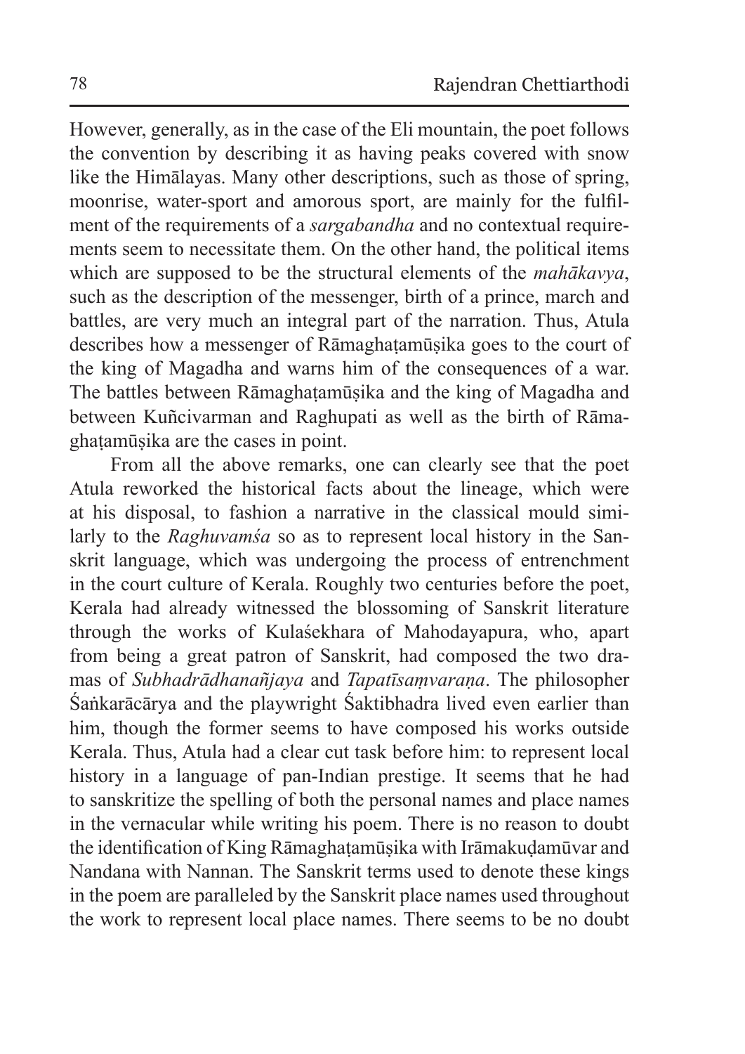However, generally, as in the case of the Eli mountain, the poet follows the convention by describing it as having peaks covered with snow like the Himālayas. Many other descriptions, such as those of spring, moonrise, water-sport and amorous sport, are mainly for the fulfilment of the requirements of a *sargabandha* and no contextual requirements seem to necessitate them. On the other hand, the political items which are supposed to be the structural elements of the *mahākavya*, such as the description of the messenger, birth of a prince, march and battles, are very much an integral part of the narration. Thus, Atula describes how a messenger of Rāmaghaṭamūṣika goes to the court of the king of Magadha and warns him of the consequences of a war. The battles between Rāmaghaṭamūṣika and the king of Magadha and between Kuñcivarman and Raghupati as well as the birth of Rāmaghaṭamūṣika are the cases in point.

From all the above remarks, one can clearly see that the poet Atula reworked the historical facts about the lineage, which were at his disposal, to fashion a narrative in the classical mould similarly to the *Raghuvaṃśa* so as to represent local history in the Sanskrit language, which was undergoing the process of entrenchment in the court culture of Kerala. Roughly two centuries before the poet, Kerala had already witnessed the blossoming of Sanskrit literature through the works of Kulaśekhara of Mahodayapura, who, apart from being a great patron of Sanskrit, had composed the two dramas of *Subhadrādhanañjaya* and *Tapatīsaṃvaraṇa*. The philosopher Śaṅkarācārya and the playwright Śaktibhadra lived even earlier than him, though the former seems to have composed his works outside Kerala. Thus, Atula had a clear cut task before him: to represent local history in a language of pan-Indian prestige. It seems that he had to sanskritize the spelling of both the personal names and place names in the vernacular while writing his poem. There is no reason to doubt the identification of King Rāmaghaṭamūṣika with Irāmakuḍamūvar and Nandana with Nannan. The Sanskrit terms used to denote these kings in the poem are paralleled by the Sanskrit place names used throughout the work to represent local place names. There seems to be no doubt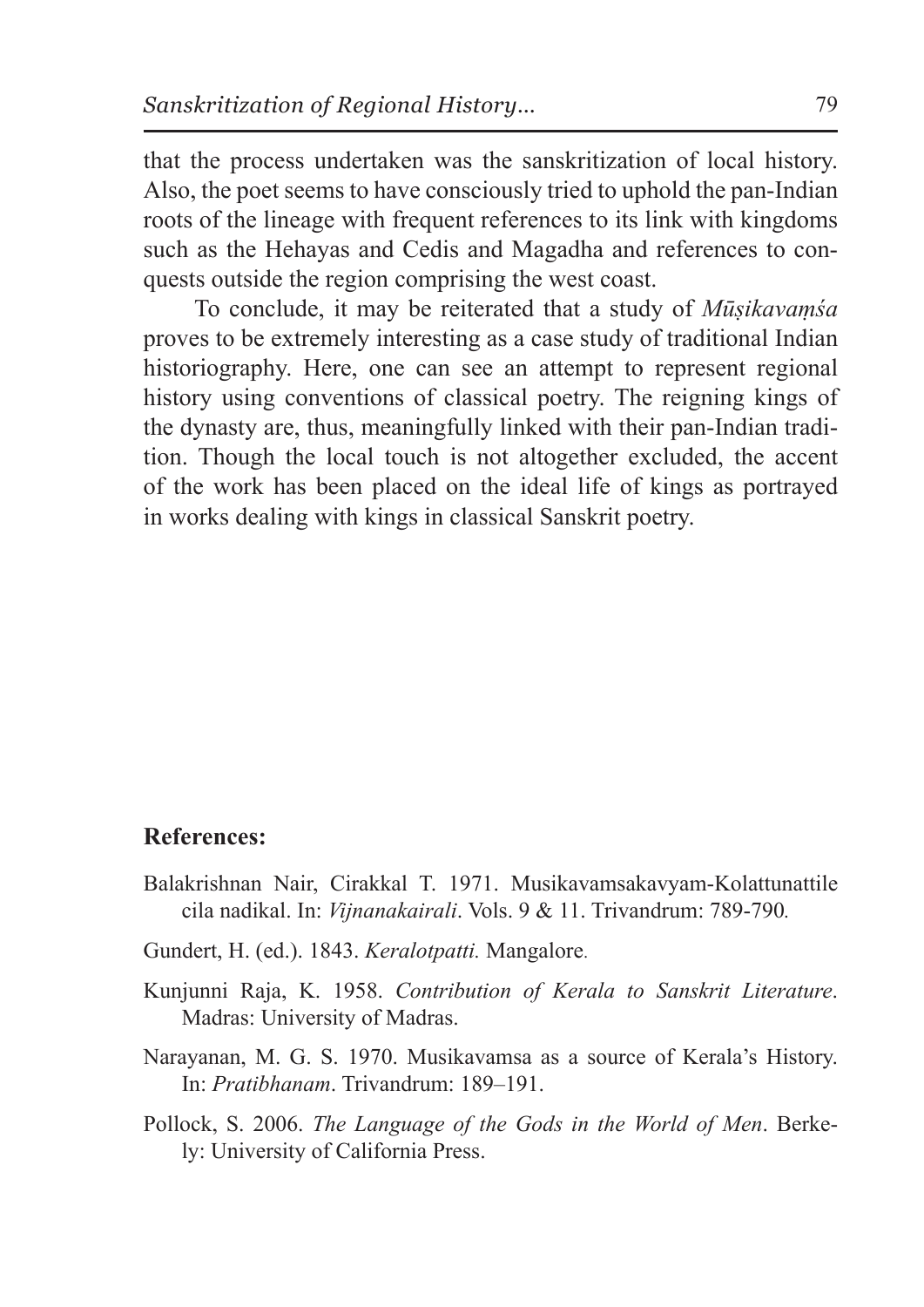that the process undertaken was the sanskritization of local history. Also, the poet seems to have consciously tried to uphold the pan-Indian roots of the lineage with frequent references to its link with kingdoms such as the Hehayas and Cedis and Magadha and references to conquests outside the region comprising the west coast.

To conclude, it may be reiterated that a study of *Mūṣikavaṃśa* proves to be extremely interesting as a case study of traditional Indian historiography. Here, one can see an attempt to represent regional history using conventions of classical poetry. The reigning kings of the dynasty are, thus, meaningfully linked with their pan-Indian tradition. Though the local touch is not altogether excluded, the accent of the work has been placed on the ideal life of kings as portrayed in works dealing with kings in classical Sanskrit poetry.

**References:**

Balakrishnan Nair, Cirakkal T. 1971. Musikavamsakavyam-Kolattunattile cila nadikal. In: *Vijnanakairali*. Vols. 9 & 11. Trivandrum: 789-790.

Gundert, H. (ed.). 1843. *Keralotpatti.* Mangalore.

Kunjunni Raja, K. 1958. *Contribution of Kerala to Sanskrit Literature*. Madras: University of Madras.

Narayanan, M. G. S. 1970. Musikavamsa as a source of Kerala's History. In: *Pratibhanam*. Trivandrum: 189–191.

Pollock, S. 2006. *The Language of the Gods in the World of Men*. Berkely: University of California Press.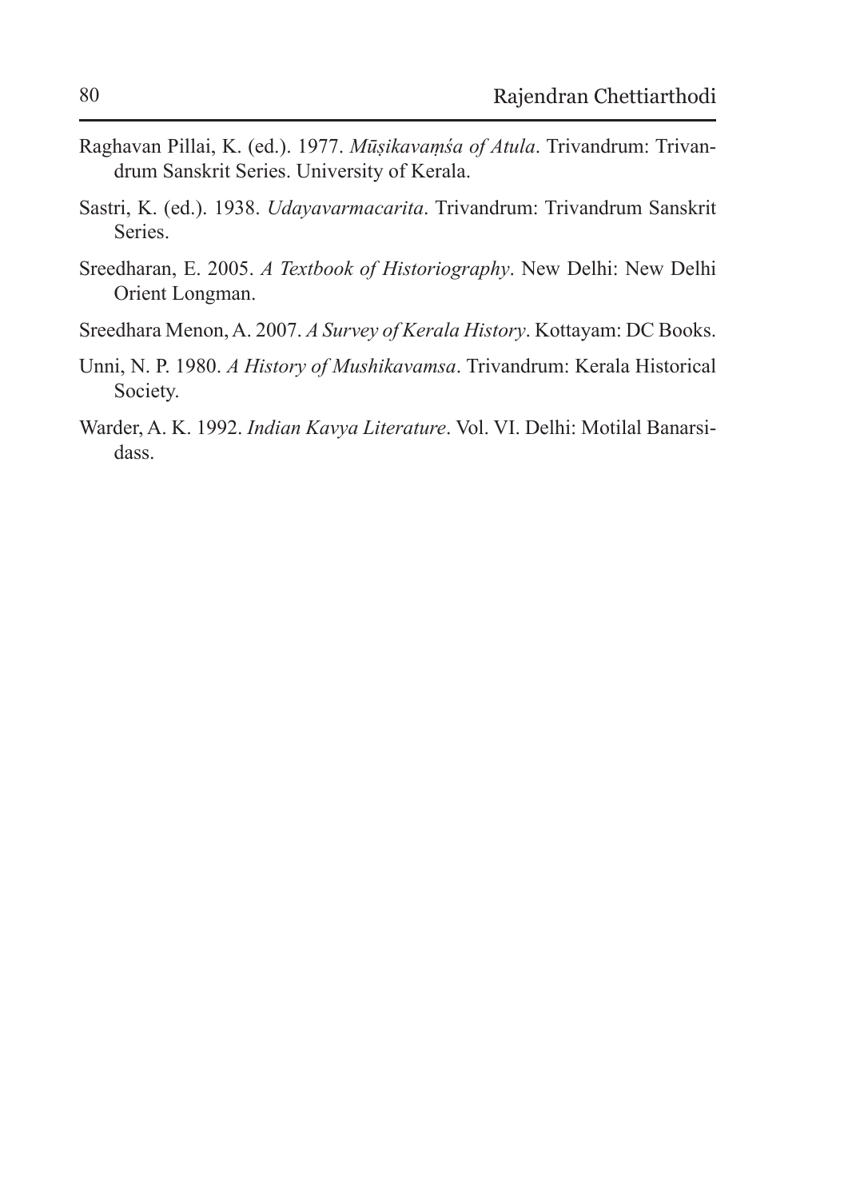Raghavan Pillai, K. (ed.). 1977. *Mūṣikavaṃśa of Atula*. Trivandrum: Trivandrum Sanskrit Series. University of Kerala.

Sastri, K. (ed.). 1938. *Udayavarmacarita*. Trivandrum: Trivandrum Sanskrit Series.

Sreedharan, E. 2005. *A Textbook of Historiography*. New Delhi: New Delhi Orient Longman.

Sreedhara Menon, A. 2007. *A Survey of Kerala History*. Kottayam: DC Books.

Unni, N. P. 1980. *A History of Mushikavamsa*. Trivandrum: Kerala Historical Society.

Warder, A. K. 1992. *Indian Kavya Literature*. Vol. VI. Delhi: Motilal Banarsidass.